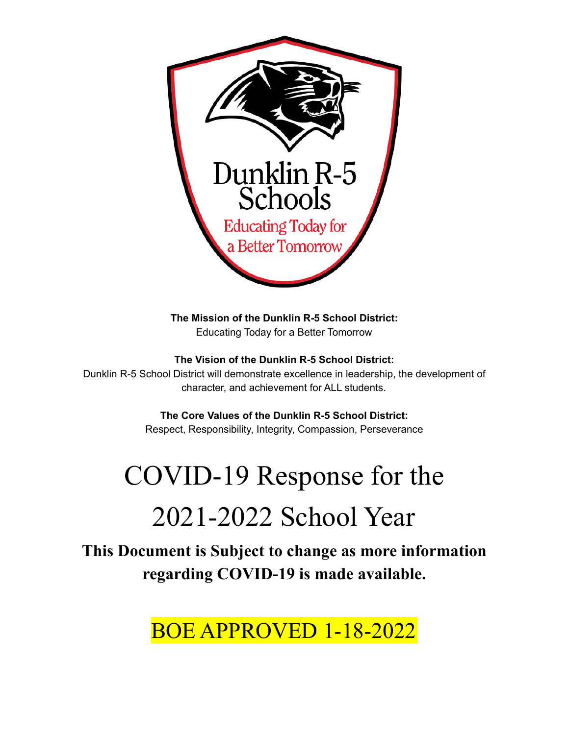Dunklin R-5 Schools

Educating Today for a Better Tomorrow

**The Mission of the Dunklin R-5 School District:**
Educating Today for a Better Tomorrow

**The Vision of the Dunklin R-5 School District:**
Dunklin R-5 School District will demonstrate excellence in leadership, the development of character, and achievement for ALL students.

**The Core Values of the Dunklin R-5 School District:**
Respect, Responsibility, Integrity, Compassion, Perseverance

# COVID-19 Response for the 2021-2022 School Year

**This Document is Subject to change as more information regarding COVID-19 is made available.**

BOE APPROVED 1-18-2022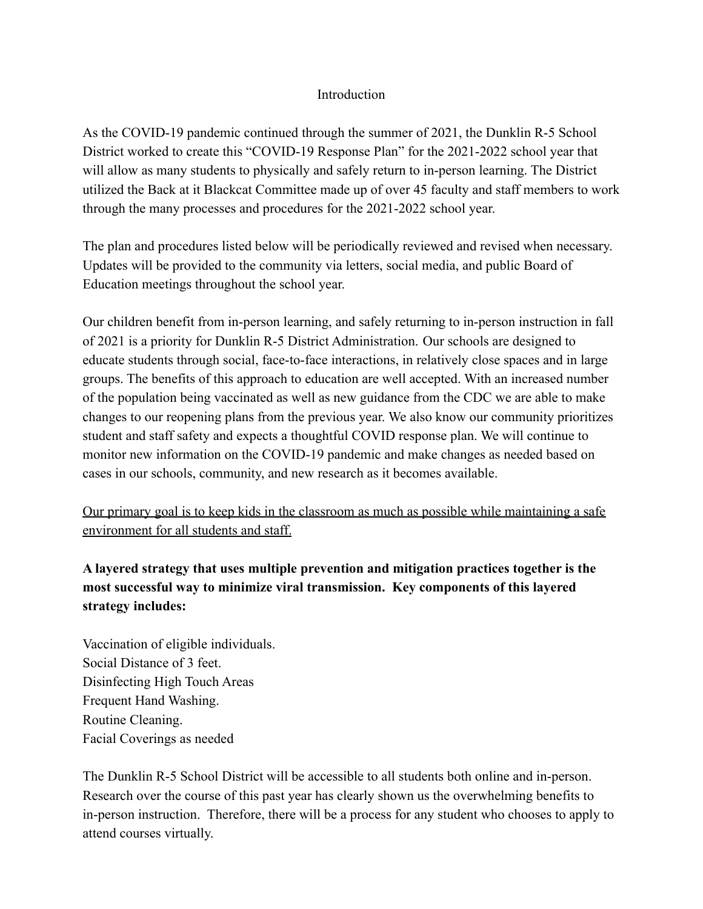## Introduction

As the COVID-19 pandemic continued through the summer of 2021, the Dunklin R-5 School District worked to create this "COVID-19 Response Plan" for the 2021-2022 school year that will allow as many students to physically and safely return to in-person learning. The District utilized the Back at it Blackcat Committee made up of over 45 faculty and staff members to work through the many processes and procedures for the 2021-2022 school year.

The plan and procedures listed below will be periodically reviewed and revised when necessary. Updates will be provided to the community via letters, social media, and public Board of Education meetings throughout the school year.

Our children benefit from in-person learning, and safely returning to in-person instruction in fall of 2021 is a priority for Dunklin R-5 District Administration. Our schools are designed to educate students through social, face-to-face interactions, in relatively close spaces and in large groups. The benefits of this approach to education are well accepted. With an increased number of the population being vaccinated as well as new guidance from the CDC we are able to make changes to our reopening plans from the previous year. We also know our community prioritizes student and staff safety and expects a thoughtful COVID response plan. We will continue to monitor new information on the COVID-19 pandemic and make changes as needed based on cases in our schools, community, and new research as it becomes available.

<u>Our primary goal is to keep kids in the classroom as much as possible while maintaining a safe environment for all students and staff.</u>

**A layered strategy that uses multiple prevention and mitigation practices together is the most successful way to minimize viral transmission. Key components of this layered strategy includes:**

Vaccination of eligible individuals.
Social Distance of 3 feet.
Disinfecting High Touch Areas
Frequent Hand Washing.
Routine Cleaning.
Facial Coverings as needed

The Dunklin R-5 School District will be accessible to all students both online and in-person. Research over the course of this past year has clearly shown us the overwhelming benefits to in-person instruction. Therefore, there will be a process for any student who chooses to apply to attend courses virtually.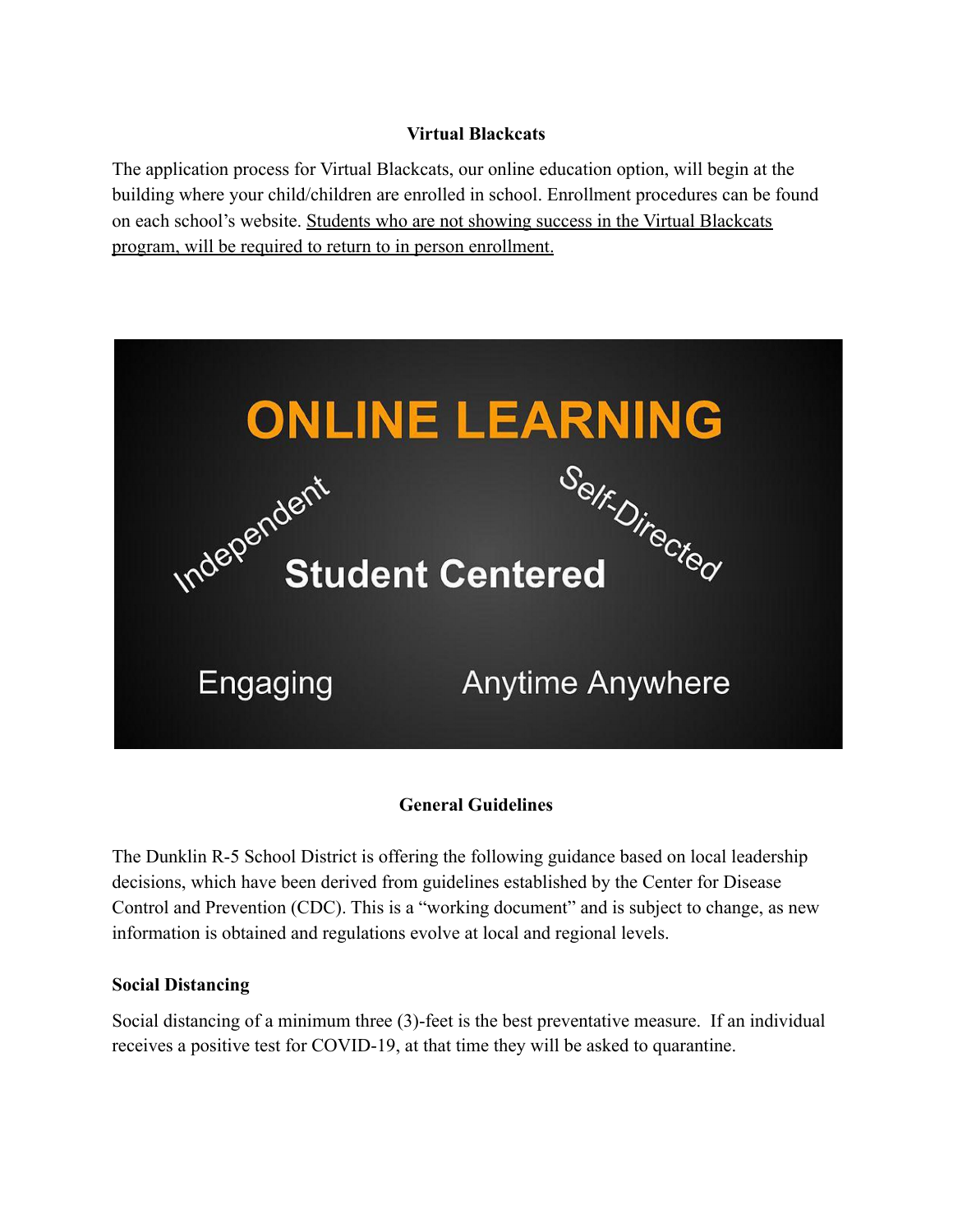**Virtual Blackcats**

The application process for Virtual Blackcats, our online education option, will begin at the building where your child/children are enrolled in school. Enrollment procedures can be found on each school's website. Students who are not showing success in the Virtual Blackcats program, will be required to return to in person enrollment.

**General Guidelines**

The Dunklin R-5 School District is offering the following guidance based on local leadership decisions, which have been derived from guidelines established by the Center for Disease Control and Prevention (CDC). This is a "working document" and is subject to change, as new information is obtained and regulations evolve at local and regional levels.

**Social Distancing**

Social distancing of a minimum three (3)-feet is the best preventative measure. If an individual receives a positive test for COVID-19, at that time they will be asked to quarantine.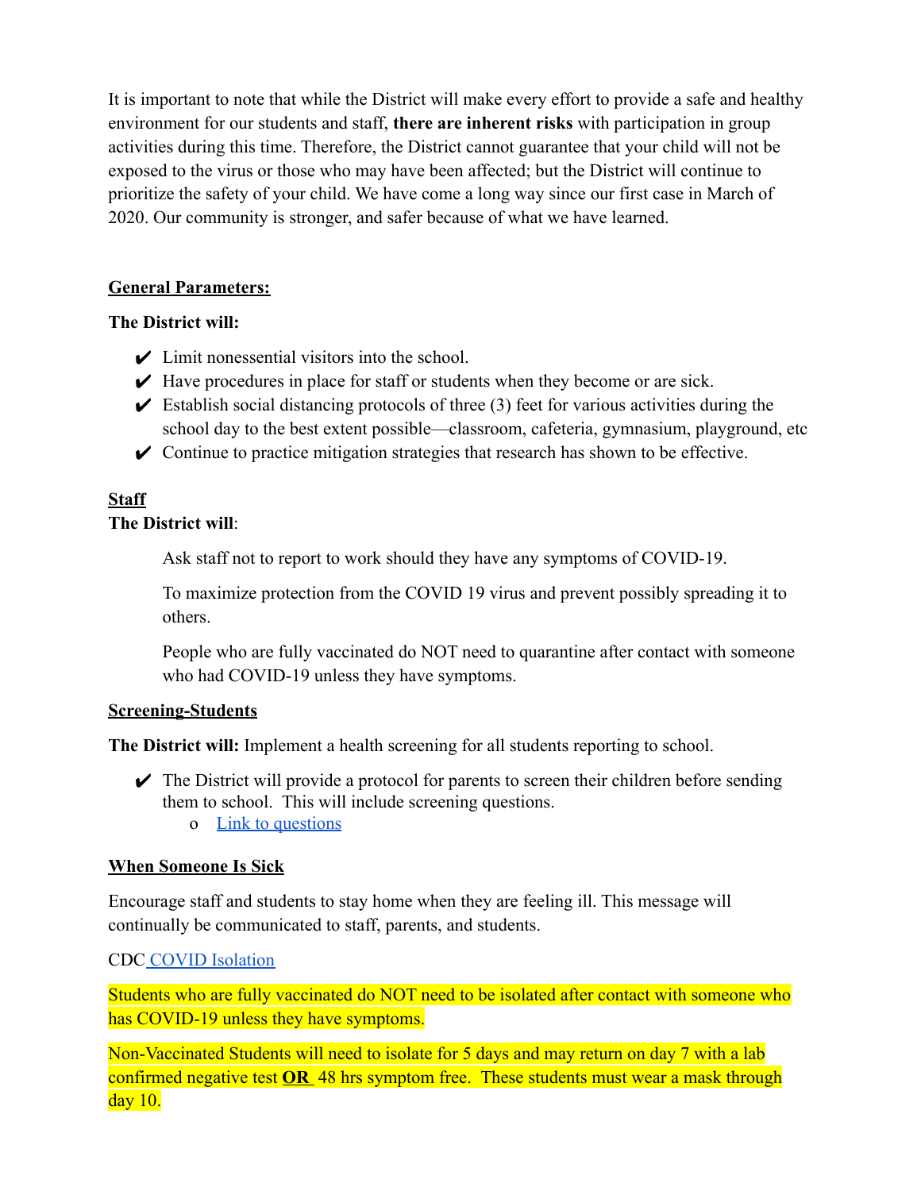It is important to note that while the District will make every effort to provide a safe and healthy environment for our students and staff, **there are inherent risks** with participation in group activities during this time. Therefore, the District cannot guarantee that your child will not be exposed to the virus or those who may have been affected; but the District will continue to prioritize the safety of your child. We have come a long way since our first case in March of 2020. Our community is stronger, and safer because of what we have learned.

**General Parameters:**

**The District will:**

- ✔ Limit nonessential visitors into the school.
- ✔ Have procedures in place for staff or students when they become or are sick.
- ✔ Establish social distancing protocols of three (3) feet for various activities during the school day to the best extent possible—classroom, cafeteria, gymnasium, playground, etc
- ✔ Continue to practice mitigation strategies that research has shown to be effective.

**Staff**

**The District will**:

Ask staff not to report to work should they have any symptoms of COVID-19.

To maximize protection from the COVID 19 virus and prevent possibly spreading it to others.

People who are fully vaccinated do NOT need to quarantine after contact with someone who had COVID-19 unless they have symptoms.

**Screening-Students**

**The District will:** Implement a health screening for all students reporting to school.

- ✔ The District will provide a protocol for parents to screen their children before sending them to school. This will include screening questions.
  - o Link to questions

**When Someone Is Sick**

Encourage staff and students to stay home when they are feeling ill. This message will continually be communicated to staff, parents, and students.

CDC COVID Isolation

Students who are fully vaccinated do NOT need to be isolated after contact with someone who has COVID-19 unless they have symptoms.

Non-Vaccinated Students will need to isolate for 5 days and may return on day 7 with a lab confirmed negative test **OR** 48 hrs symptom free. These students must wear a mask through day 10.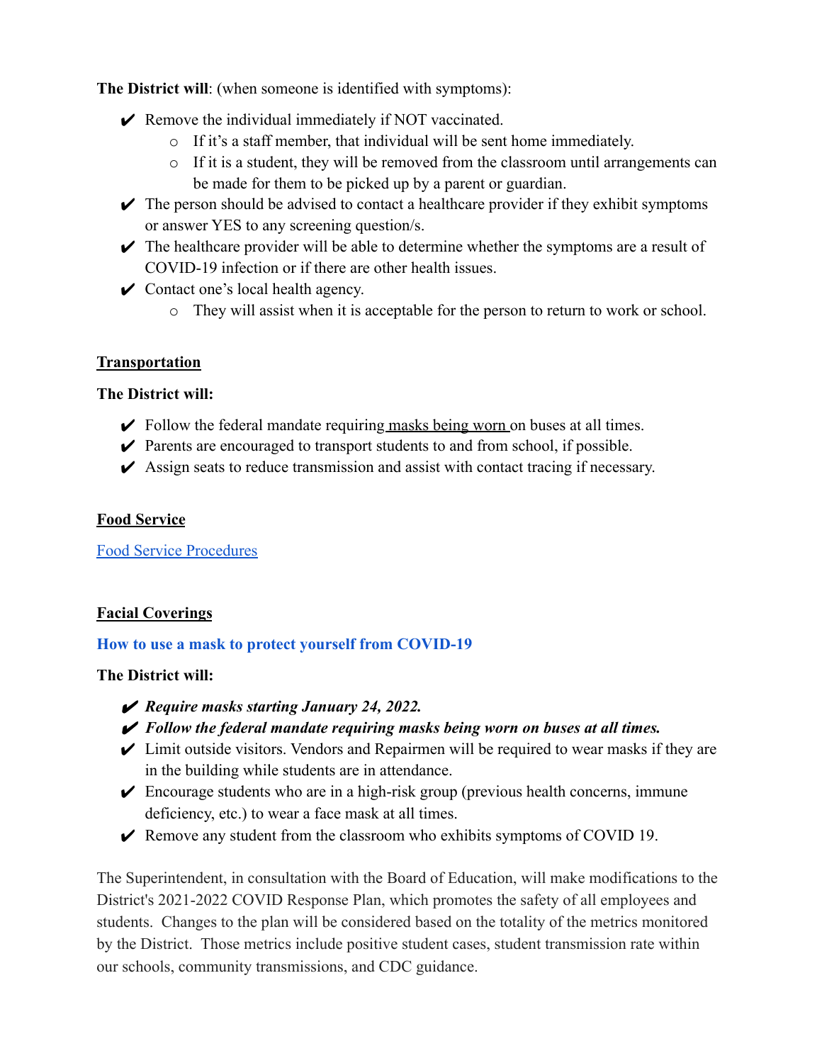**The District will**: (when someone is identified with symptoms):

- ✔ Remove the individual immediately if NOT vaccinated.
    - If it's a staff member, that individual will be sent home immediately.
    - If it is a student, they will be removed from the classroom until arrangements can be made for them to be picked up by a parent or guardian.
- ✔ The person should be advised to contact a healthcare provider if they exhibit symptoms or answer YES to any screening question/s.
- ✔ The healthcare provider will be able to determine whether the symptoms are a result of COVID-19 infection or if there are other health issues.
- ✔ Contact one's local health agency.
    - They will assist when it is acceptable for the person to return to work or school.

## Transportation

**The District will:**

- ✔ Follow the federal mandate requiring masks being worn on buses at all times.
- ✔ Parents are encouraged to transport students to and from school, if possible.
- ✔ Assign seats to reduce transmission and assist with contact tracing if necessary.

## Food Service

Food Service Procedures

## Facial Coverings

**How to use a mask to protect yourself from COVID-19**

**The District will:**

- ✔ ***Require masks starting January 24, 2022.***
- ✔ ***Follow the federal mandate requiring masks being worn on buses at all times.***
- ✔ Limit outside visitors. Vendors and Repairmen will be required to wear masks if they are in the building while students are in attendance.
- ✔ Encourage students who are in a high-risk group (previous health concerns, immune deficiency, etc.) to wear a face mask at all times.
- ✔ Remove any student from the classroom who exhibits symptoms of COVID 19.

The Superintendent, in consultation with the Board of Education, will make modifications to the District's 2021-2022 COVID Response Plan, which promotes the safety of all employees and students. Changes to the plan will be considered based on the totality of the metrics monitored by the District. Those metrics include positive student cases, student transmission rate within our schools, community transmissions, and CDC guidance.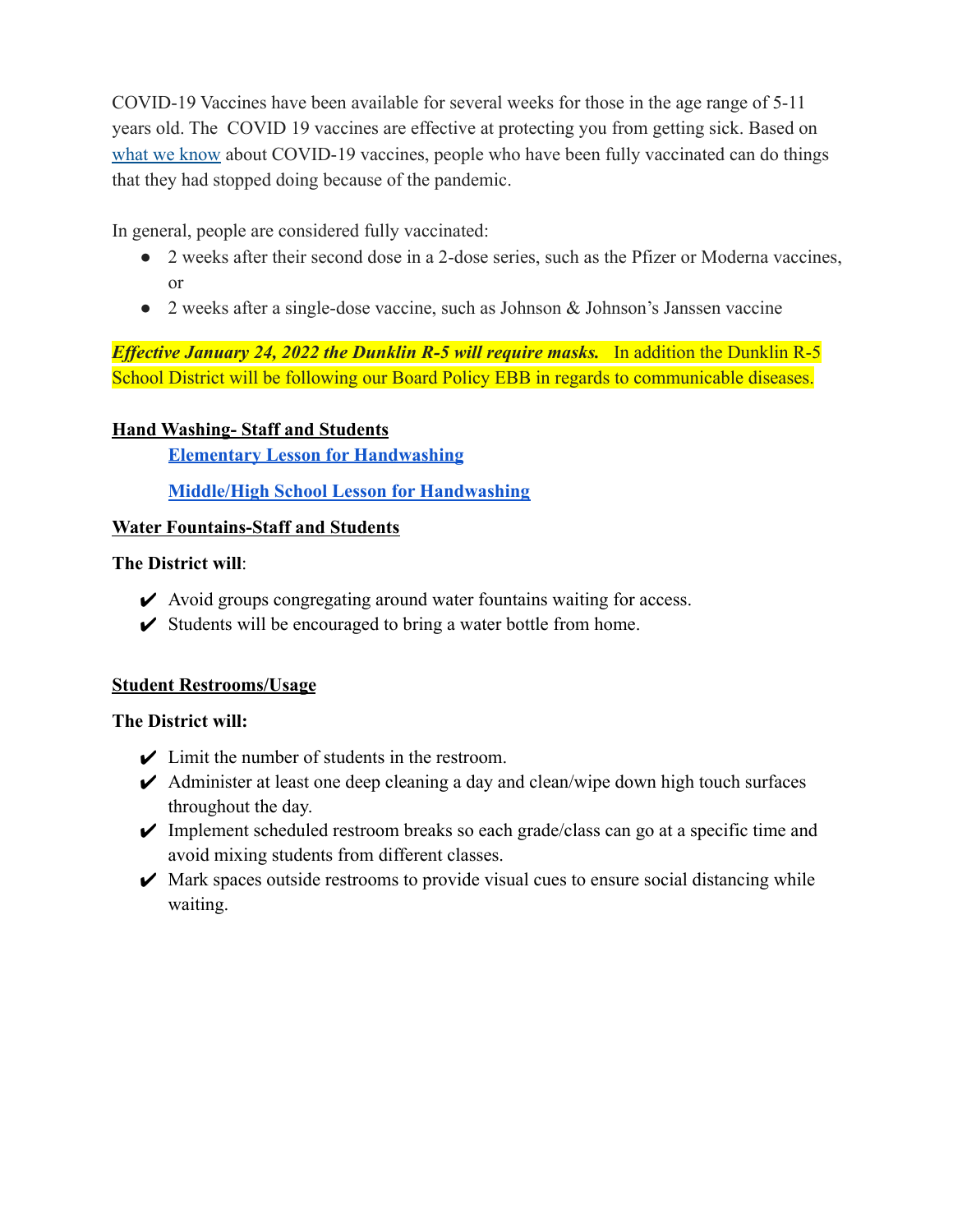COVID-19 Vaccines have been available for several weeks for those in the age range of 5-11 years old. The COVID 19 vaccines are effective at protecting you from getting sick. Based on what we know about COVID-19 vaccines, people who have been fully vaccinated can do things that they had stopped doing because of the pandemic.

In general, people are considered fully vaccinated:

- 2 weeks after their second dose in a 2-dose series, such as the Pfizer or Moderna vaccines, or
- 2 weeks after a single-dose vaccine, such as Johnson & Johnson's Janssen vaccine

***Effective January 24, 2022 the Dunklin R-5 will require masks.*** In addition the Dunklin R-5 School District will be following our Board Policy EBB in regards to communicable diseases.

**Hand Washing- Staff and Students**

**Elementary Lesson for Handwashing**

**Middle/High School Lesson for Handwashing**

**Water Fountains-Staff and Students**

**The District will**:

- ✔ Avoid groups congregating around water fountains waiting for access.
- ✔ Students will be encouraged to bring a water bottle from home.

**Student Restrooms/Usage**

**The District will:**

- ✔ Limit the number of students in the restroom.
- ✔ Administer at least one deep cleaning a day and clean/wipe down high touch surfaces throughout the day.
- ✔ Implement scheduled restroom breaks so each grade/class can go at a specific time and avoid mixing students from different classes.
- ✔ Mark spaces outside restrooms to provide visual cues to ensure social distancing while waiting.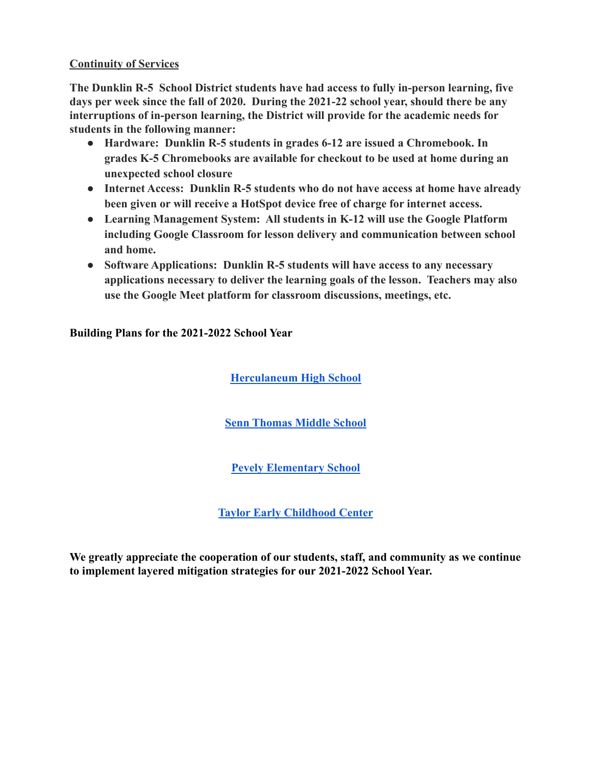**Continuity of Services**

**The Dunklin R-5 School District students have had access to fully in-person learning, five days per week since the fall of 2020. During the 2021-22 school year, should there be any interruptions of in-person learning, the District will provide for the academic needs for students in the following manner:**

- **Hardware: Dunklin R-5 students in grades 6-12 are issued a Chromebook. In grades K-5 Chromebooks are available for checkout to be used at home during an unexpected school closure**
- **Internet Access: Dunklin R-5 students who do not have access at home have already been given or will receive a HotSpot device free of charge for internet access.**
- **Learning Management System: All students in K-12 will use the Google Platform including Google Classroom for lesson delivery and communication between school and home.**
- **Software Applications: Dunklin R-5 students will have access to any necessary applications necessary to deliver the learning goals of the lesson. Teachers may also use the Google Meet platform for classroom discussions, meetings, etc.**

**Building Plans for the 2021-2022 School Year**

**Herculaneum High School**

**Senn Thomas Middle School**

**Pevely Elementary School**

**Taylor Early Childhood Center**

**We greatly appreciate the cooperation of our students, staff, and community as we continue to implement layered mitigation strategies for our 2021-2022 School Year.**